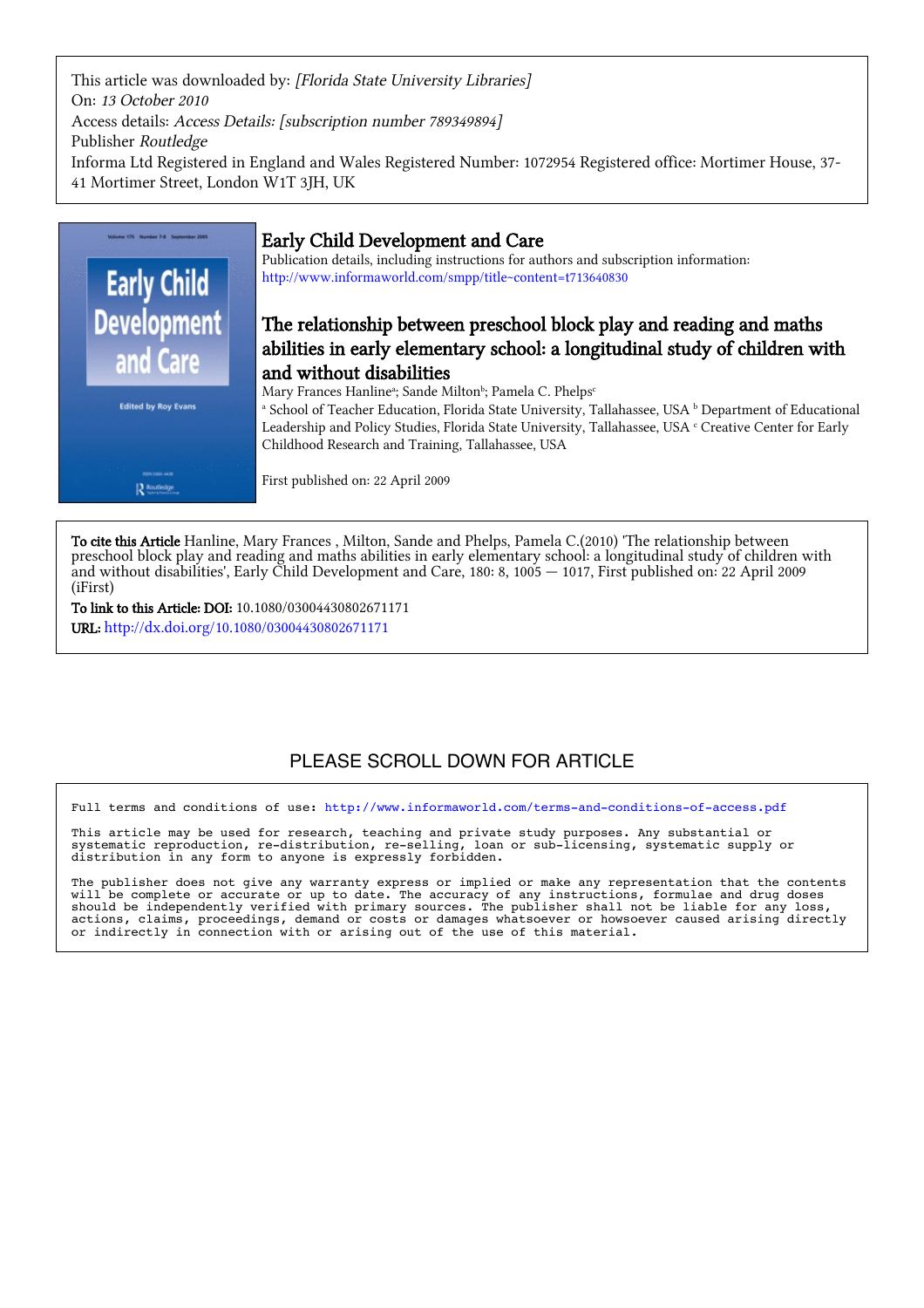This article was downloaded by: *[Florida State University Libraries]*
On: *13 October 2010*
Access details: *Access Details: [subscription number 789349894]*
Publisher *Routledge*
Informa Ltd Registered in England and Wales Registered Number: 1072954 Registered office: Mortimer House, 37-41 Mortimer Street, London W1T 3JH, UK

# Early Child Development and Care

Publication details, including instructions for authors and subscription information:
http://www.informaworld.com/smpp/title~content=t713640830

## The relationship between preschool block play and reading and maths abilities in early elementary school: a longitudinal study of children with and without disabilities

Mary Frances Hanline[a]; Sande Milton[b]; Pamela C. Phelps[c]

[a] School of Teacher Education, Florida State University, Tallahassee, USA [b] Department of Educational Leadership and Policy Studies, Florida State University, Tallahassee, USA [c] Creative Center for Early Childhood Research and Training, Tallahassee, USA

First published on: 22 April 2009

**To cite this Article** Hanline, Mary Frances , Milton, Sande and Phelps, Pamela C.(2010) 'The relationship between preschool block play and reading and maths abilities in early elementary school: a longitudinal study of children with and without disabilities', Early Child Development and Care, 180: 8, 1005 — 1017, First published on: 22 April 2009 (iFirst)

**To link to this Article: DOI:** 10.1080/03004430802671171

**URL:** http://dx.doi.org/10.1080/03004430802671171

PLEASE SCROLL DOWN FOR ARTICLE

Full terms and conditions of use: http://www.informaworld.com/terms-and-conditions-of-access.pdf

This article may be used for research, teaching and private study purposes. Any substantial or systematic reproduction, re-distribution, re-selling, loan or sub-licensing, systematic supply or distribution in any form to anyone is expressly forbidden.

The publisher does not give any warranty express or implied or make any representation that the contents will be complete or accurate or up to date. The accuracy of any instructions, formulae and drug doses should be independently verified with primary sources. The publisher shall not be liable for any loss, actions, claims, proceedings, demand or costs or damages whatsoever or howsoever caused arising directly or indirectly in connection with or arising out of the use of this material.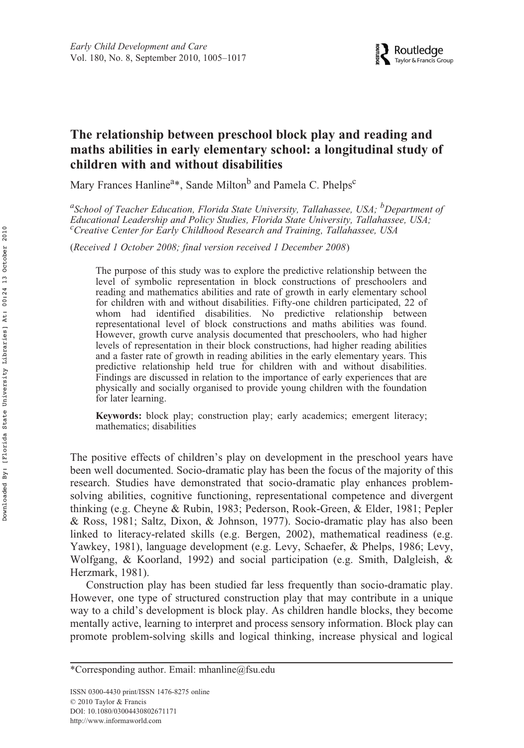# The relationship between preschool block play and reading and maths abilities in early elementary school: a longitudinal study of children with and without disabilities

Mary Frances Hanline[a]*, Sande Milton[b] and Pamela C. Phelps[c]

[a]*School of Teacher Education, Florida State University, Tallahassee, USA;* [b]*Department of Educational Leadership and Policy Studies, Florida State University, Tallahassee, USA;* [c]*Creative Center for Early Childhood Research and Training, Tallahassee, USA*

(*Received 1 October 2008; final version received 1 December 2008*)

The purpose of this study was to explore the predictive relationship between the level of symbolic representation in block constructions of preschoolers and reading and mathematics abilities and rate of growth in early elementary school for children with and without disabilities. Fifty-one children participated, 22 of whom had identified disabilities. No predictive relationship between representational level of block constructions and maths abilities was found. However, growth curve analysis documented that preschoolers, who had higher levels of representation in their block constructions, had higher reading abilities and a faster rate of growth in reading abilities in the early elementary years. This predictive relationship held true for children with and without disabilities. Findings are discussed in relation to the importance of early experiences that are physically and socially organised to provide young children with the foundation for later learning.

**Keywords:** block play; construction play; early academics; emergent literacy; mathematics; disabilities

The positive effects of children's play on development in the preschool years have been well documented. Socio-dramatic play has been the focus of the majority of this research. Studies have demonstrated that socio-dramatic play enhances problem-solving abilities, cognitive functioning, representational competence and divergent thinking (e.g. Cheyne & Rubin, 1983; Pederson, Rook-Green, & Elder, 1981; Pepler & Ross, 1981; Saltz, Dixon, & Johnson, 1977). Socio-dramatic play has also been linked to literacy-related skills (e.g. Bergen, 2002), mathematical readiness (e.g. Yawkey, 1981), language development (e.g. Levy, Schaefer, & Phelps, 1986; Levy, Wolfgang, & Koorland, 1992) and social participation (e.g. Smith, Dalgleish, & Herzmark, 1981).

Construction play has been studied far less frequently than socio-dramatic play. However, one type of structured construction play that may contribute in a unique way to a child's development is block play. As children handle blocks, they become mentally active, learning to interpret and process sensory information. Block play can promote problem-solving skills and logical thinking, increase physical and logical

*Corresponding author. Email: mhanline@fsu.edu

ISSN 0300-4430 print/ISSN 1476-8275 online
© 2010 Taylor & Francis
DOI: 10.1080/03004430802671171
http://www.informaworld.com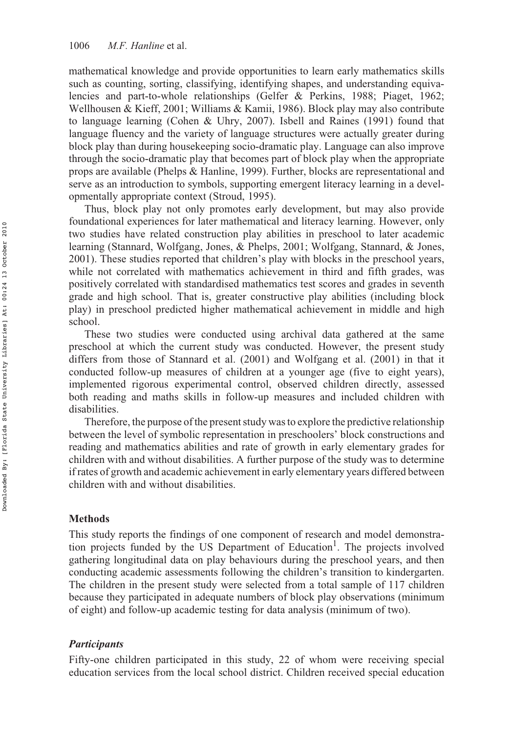mathematical knowledge and provide opportunities to learn early mathematics skills such as counting, sorting, classifying, identifying shapes, and understanding equivalencies and part-to-whole relationships (Gelfer & Perkins, 1988; Piaget, 1962; Wellhousen & Kieff, 2001; Williams & Kamii, 1986). Block play may also contribute to language learning (Cohen & Uhry, 2007). Isbell and Raines (1991) found that language fluency and the variety of language structures were actually greater during block play than during housekeeping socio-dramatic play. Language can also improve through the socio-dramatic play that becomes part of block play when the appropriate props are available (Phelps & Hanline, 1999). Further, blocks are representational and serve as an introduction to symbols, supporting emergent literacy learning in a developmentally appropriate context (Stroud, 1995).

Thus, block play not only promotes early development, but may also provide foundational experiences for later mathematical and literacy learning. However, only two studies have related construction play abilities in preschool to later academic learning (Stannard, Wolfgang, Jones, & Phelps, 2001; Wolfgang, Stannard, & Jones, 2001). These studies reported that children's play with blocks in the preschool years, while not correlated with mathematics achievement in third and fifth grades, was positively correlated with standardised mathematics test scores and grades in seventh grade and high school. That is, greater constructive play abilities (including block play) in preschool predicted higher mathematical achievement in middle and high school.

These two studies were conducted using archival data gathered at the same preschool at which the current study was conducted. However, the present study differs from those of Stannard et al. (2001) and Wolfgang et al. (2001) in that it conducted follow-up measures of children at a younger age (five to eight years), implemented rigorous experimental control, observed children directly, assessed both reading and maths skills in follow-up measures and included children with disabilities.

Therefore, the purpose of the present study was to explore the predictive relationship between the level of symbolic representation in preschoolers' block constructions and reading and mathematics abilities and rate of growth in early elementary grades for children with and without disabilities. A further purpose of the study was to determine if rates of growth and academic achievement in early elementary years differed between children with and without disabilities.

## Methods

This study reports the findings of one component of research and model demonstration projects funded by the US Department of Education[1]. The projects involved gathering longitudinal data on play behaviours during the preschool years, and then conducting academic assessments following the children's transition to kindergarten. The children in the present study were selected from a total sample of 117 children because they participated in adequate numbers of block play observations (minimum of eight) and follow-up academic testing for data analysis (minimum of two).

### *Participants*

Fifty-one children participated in this study, 22 of whom were receiving special education services from the local school district. Children received special education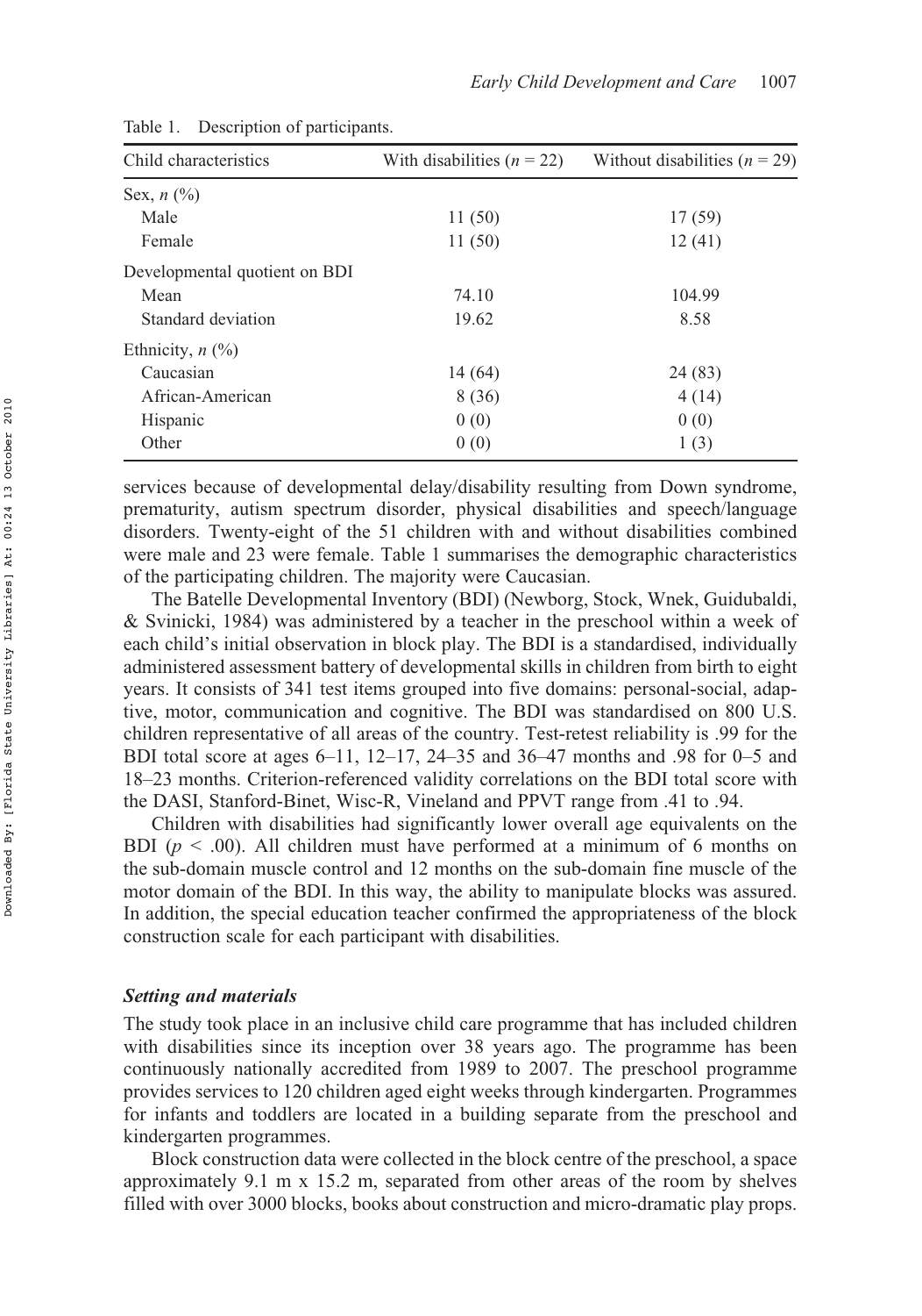Table 1. Description of participants.

| Child characteristics | With disabilities ($n$ = 22) | Without disabilities ($n$ = 29) |
|---|---|---|
| Sex, $n$ (%) | | |
| Male | 11 (50) | 17 (59) |
| Female | 11 (50) | 12 (41) |
| Developmental quotient on BDI | | |
| Mean | 74.10 | 104.99 |
| Standard deviation | 19.62 | 8.58 |
| Ethnicity, $n$ (%) | | |
| Caucasian | 14 (64) | 24 (83) |
| African-American | 8 (36) | 4 (14) |
| Hispanic | 0 (0) | 0 (0) |
| Other | 0 (0) | 1 (3) |

services because of developmental delay/disability resulting from Down syndrome, prematurity, autism spectrum disorder, physical disabilities and speech/language disorders. Twenty-eight of the 51 children with and without disabilities combined were male and 23 were female. Table 1 summarises the demographic characteristics of the participating children. The majority were Caucasian.

The Batelle Developmental Inventory (BDI) (Newborg, Stock, Wnek, Guidubaldi, & Svinicki, 1984) was administered by a teacher in the preschool within a week of each child's initial observation in block play. The BDI is a standardised, individually administered assessment battery of developmental skills in children from birth to eight years. It consists of 341 test items grouped into five domains: personal-social, adaptive, motor, communication and cognitive. The BDI was standardised on 800 U.S. children representative of all areas of the country. Test-retest reliability is .99 for the BDI total score at ages 6–11, 12–17, 24–35 and 36–47 months and .98 for 0–5 and 18–23 months. Criterion-referenced validity correlations on the BDI total score with the DASI, Stanford-Binet, Wisc-R, Vineland and PPVT range from .41 to .94.

Children with disabilities had significantly lower overall age equivalents on the BDI ($p < .00$). All children must have performed at a minimum of 6 months on the sub-domain muscle control and 12 months on the sub-domain fine muscle of the motor domain of the BDI. In this way, the ability to manipulate blocks was assured. In addition, the special education teacher confirmed the appropriateness of the block construction scale for each participant with disabilities.

### *Setting and materials*

The study took place in an inclusive child care programme that has included children with disabilities since its inception over 38 years ago. The programme has been continuously nationally accredited from 1989 to 2007. The preschool programme provides services to 120 children aged eight weeks through kindergarten. Programmes for infants and toddlers are located in a building separate from the preschool and kindergarten programmes.

Block construction data were collected in the block centre of the preschool, a space approximately 9.1 m x 15.2 m, separated from other areas of the room by shelves filled with over 3000 blocks, books about construction and micro-dramatic play props.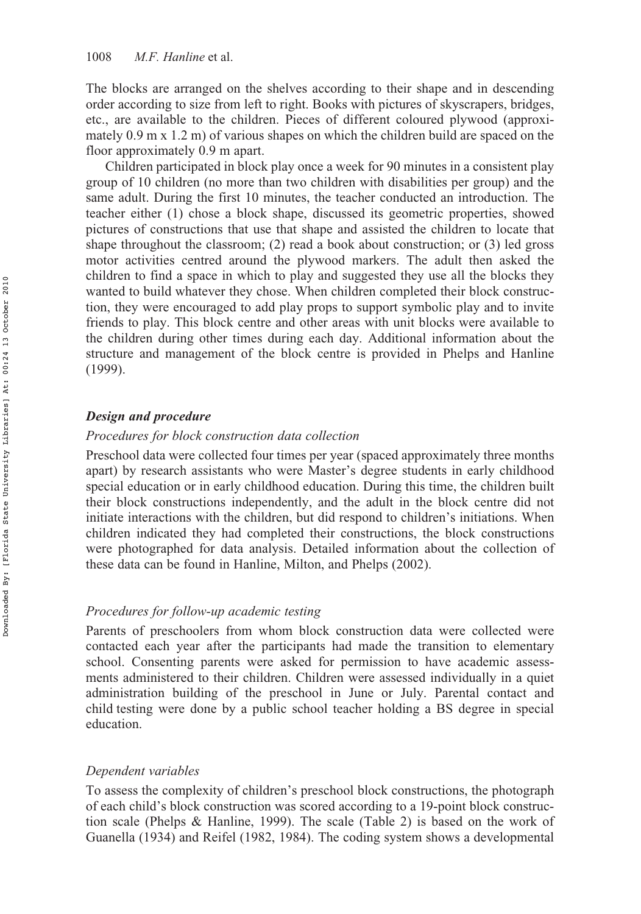The blocks are arranged on the shelves according to their shape and in descending order according to size from left to right. Books with pictures of skyscrapers, bridges, etc., are available to the children. Pieces of different coloured plywood (approximately 0.9 m x 1.2 m) of various shapes on which the children build are spaced on the floor approximately 0.9 m apart.

Children participated in block play once a week for 90 minutes in a consistent play group of 10 children (no more than two children with disabilities per group) and the same adult. During the first 10 minutes, the teacher conducted an introduction. The teacher either (1) chose a block shape, discussed its geometric properties, showed pictures of constructions that use that shape and assisted the children to locate that shape throughout the classroom; (2) read a book about construction; or (3) led gross motor activities centred around the plywood markers. The adult then asked the children to find a space in which to play and suggested they use all the blocks they wanted to build whatever they chose. When children completed their block construction, they were encouraged to add play props to support symbolic play and to invite friends to play. This block centre and other areas with unit blocks were available to the children during other times during each day. Additional information about the structure and management of the block centre is provided in Phelps and Hanline (1999).

### *Design and procedure*

#### *Procedures for block construction data collection*

Preschool data were collected four times per year (spaced approximately three months apart) by research assistants who were Master's degree students in early childhood special education or in early childhood education. During this time, the children built their block constructions independently, and the adult in the block centre did not initiate interactions with the children, but did respond to children's initiations. When children indicated they had completed their constructions, the block constructions were photographed for data analysis. Detailed information about the collection of these data can be found in Hanline, Milton, and Phelps (2002).

#### *Procedures for follow-up academic testing*

Parents of preschoolers from whom block construction data were collected were contacted each year after the participants had made the transition to elementary school. Consenting parents were asked for permission to have academic assessments administered to their children. Children were assessed individually in a quiet administration building of the preschool in June or July. Parental contact and child testing were done by a public school teacher holding a BS degree in special education.

#### *Dependent variables*

To assess the complexity of children's preschool block constructions, the photograph of each child's block construction was scored according to a 19-point block construction scale (Phelps & Hanline, 1999). The scale (Table 2) is based on the work of Guanella (1934) and Reifel (1982, 1984). The coding system shows a developmental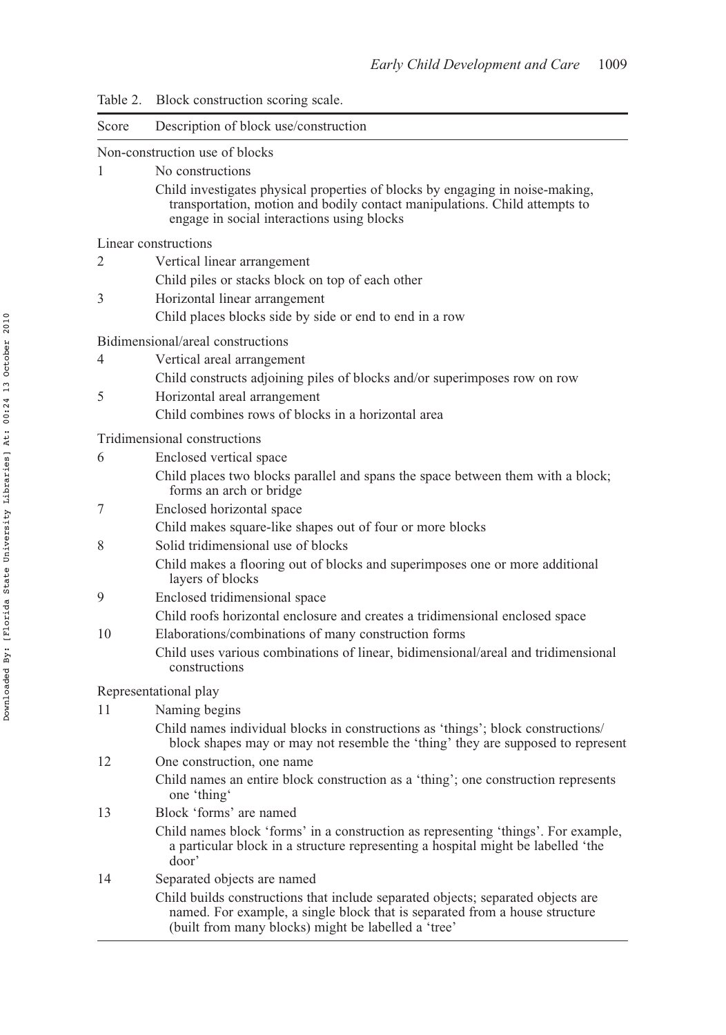Table 2. Block construction scoring scale.

| Score | Description of block use/construction |
|---|---|
| Non-construction use of blocks | |
| 1 | No constructions |
| | Child investigates physical properties of blocks by engaging in noise-making, transportation, motion and bodily contact manipulations. Child attempts to engage in social interactions using blocks |
| Linear constructions | |
| 2 | Vertical linear arrangement |
| | Child piles or stacks block on top of each other |
| 3 | Horizontal linear arrangement |
| | Child places blocks side by side or end to end in a row |
| Bidimensional/areal constructions | |
| 4 | Vertical areal arrangement |
| | Child constructs adjoining piles of blocks and/or superimposes row on row |
| 5 | Horizontal areal arrangement |
| | Child combines rows of blocks in a horizontal area |
| Tridimensional constructions | |
| 6 | Enclosed vertical space |
| | Child places two blocks parallel and spans the space between them with a block; forms an arch or bridge |
| 7 | Enclosed horizontal space |
| | Child makes square-like shapes out of four or more blocks |
| 8 | Solid tridimensional use of blocks |
| | Child makes a flooring out of blocks and superimposes one or more additional layers of blocks |
| 9 | Enclosed tridimensional space |
| | Child roofs horizontal enclosure and creates a tridimensional enclosed space |
| 10 | Elaborations/combinations of many construction forms |
| | Child uses various combinations of linear, bidimensional/areal and tridimensional constructions |
| Representational play | |
| 11 | Naming begins |
| | Child names individual blocks in constructions as 'things'; block constructions/ block shapes may or may not resemble the 'thing' they are supposed to represent |
| 12 | One construction, one name |
| | Child names an entire block construction as a 'thing'; one construction represents one 'thing' |
| 13 | Block 'forms' are named |
| | Child names block 'forms' in a construction as representing 'things'. For example, a particular block in a structure representing a hospital might be labelled 'the door' |
| 14 | Separated objects are named |
| | Child builds constructions that include separated objects; separated objects are named. For example, a single block that is separated from a house structure (built from many blocks) might be labelled a 'tree' |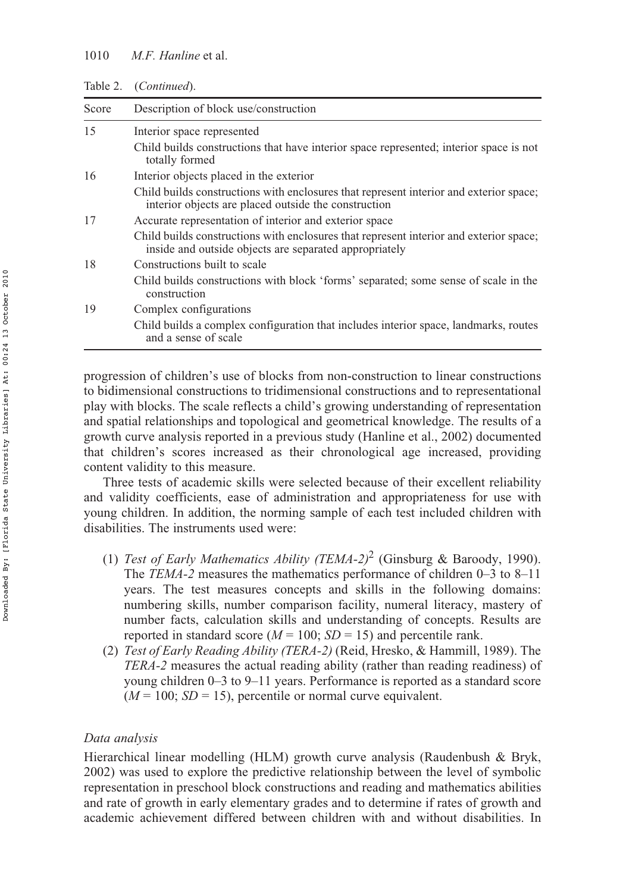Table 2. (*Continued*).

| Score | Description of block use/construction |
| --- | --- |
| 15 | Interior space represented<br>Child builds constructions that have interior space represented; interior space is not totally formed |
| 16 | Interior objects placed in the exterior<br>Child builds constructions with enclosures that represent interior and exterior space; interior objects are placed outside the construction |
| 17 | Accurate representation of interior and exterior space<br>Child builds constructions with enclosures that represent interior and exterior space; inside and outside objects are separated appropriately |
| 18 | Constructions built to scale<br>Child builds constructions with block 'forms' separated; some sense of scale in the construction |
| 19 | Complex configurations<br>Child builds a complex configuration that includes interior space, landmarks, routes and a sense of scale |

progression of children's use of blocks from non-construction to linear constructions to bidimensional constructions to tridimensional constructions and to representational play with blocks. The scale reflects a child's growing understanding of representation and spatial relationships and topological and geometrical knowledge. The results of a growth curve analysis reported in a previous study (Hanline et al., 2002) documented that children's scores increased as their chronological age increased, providing content validity to this measure.

Three tests of academic skills were selected because of their excellent reliability and validity coefficients, ease of administration and appropriateness for use with young children. In addition, the norming sample of each test included children with disabilities. The instruments used were:

(1) *Test of Early Mathematics Ability (TEMA-2)*[2] (Ginsburg & Baroody, 1990). The *TEMA-2* measures the mathematics performance of children 0–3 to 8–11 years. The test measures concepts and skills in the following domains: numbering skills, number comparison facility, numeral literacy, mastery of number facts, calculation skills and understanding of concepts. Results are reported in standard score ($M = 100$; $SD = 15$) and percentile rank.
(2) *Test of Early Reading Ability (TERA-2)* (Reid, Hresko, & Hammill, 1989). The *TERA-2* measures the actual reading ability (rather than reading readiness) of young children 0–3 to 9–11 years. Performance is reported as a standard score ($M = 100$; $SD = 15$), percentile or normal curve equivalent.

### *Data analysis*

Hierarchical linear modelling (HLM) growth curve analysis (Raudenbush & Bryk, 2002) was used to explore the predictive relationship between the level of symbolic representation in preschool block constructions and reading and mathematics abilities and rate of growth in early elementary grades and to determine if rates of growth and academic achievement differed between children with and without disabilities. In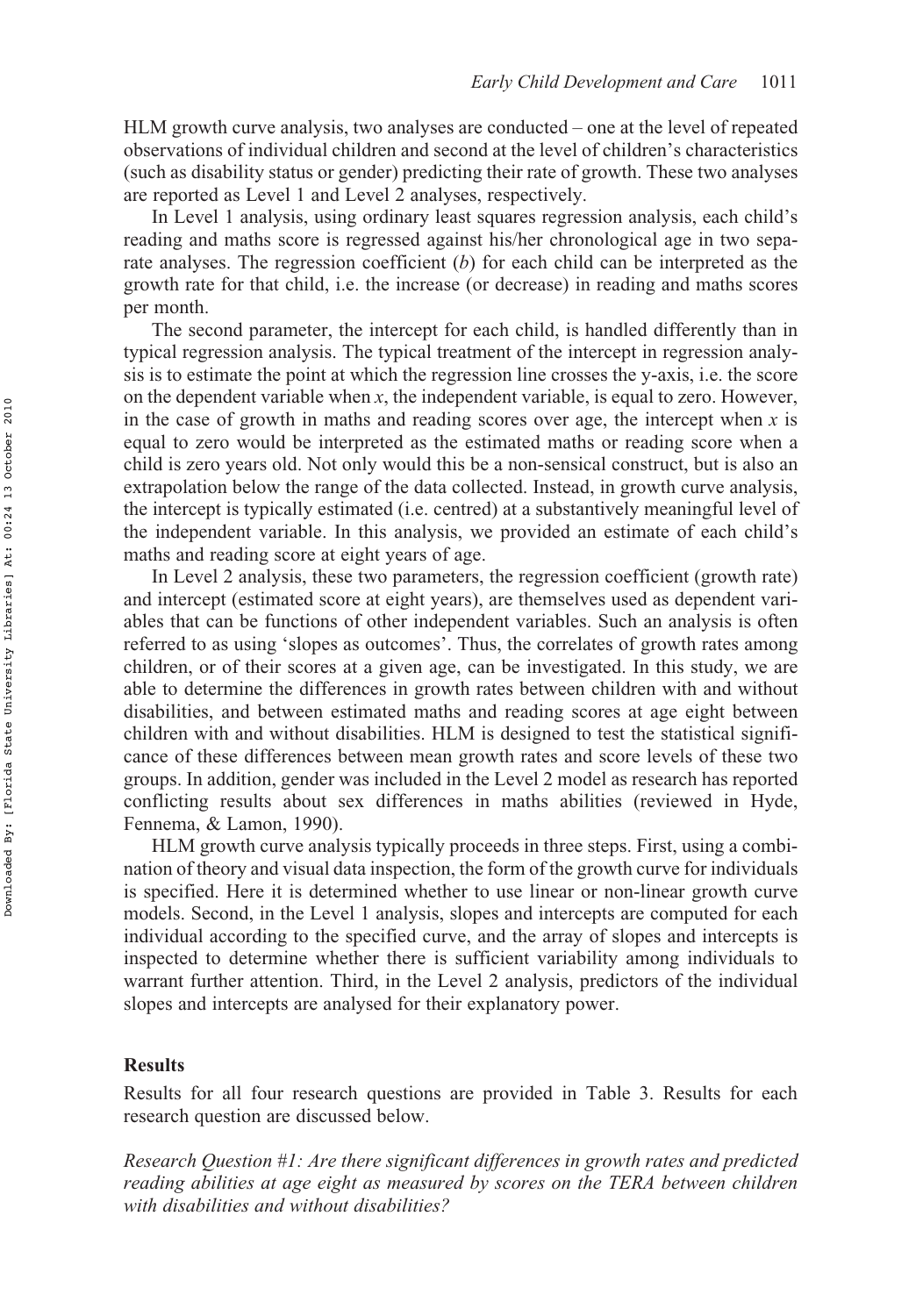HLM growth curve analysis, two analyses are conducted – one at the level of repeated observations of individual children and second at the level of children's characteristics (such as disability status or gender) predicting their rate of growth. These two analyses are reported as Level 1 and Level 2 analyses, respectively.

In Level 1 analysis, using ordinary least squares regression analysis, each child's reading and maths score is regressed against his/her chronological age in two separate analyses. The regression coefficient ($b$) for each child can be interpreted as the growth rate for that child, i.e. the increase (or decrease) in reading and maths scores per month.

The second parameter, the intercept for each child, is handled differently than in typical regression analysis. The typical treatment of the intercept in regression analysis is to estimate the point at which the regression line crosses the y-axis, i.e. the score on the dependent variable when $x$, the independent variable, is equal to zero. However, in the case of growth in maths and reading scores over age, the intercept when $x$ is equal to zero would be interpreted as the estimated maths or reading score when a child is zero years old. Not only would this be a non-sensical construct, but is also an extrapolation below the range of the data collected. Instead, in growth curve analysis, the intercept is typically estimated (i.e. centred) at a substantively meaningful level of the independent variable. In this analysis, we provided an estimate of each child's maths and reading score at eight years of age.

In Level 2 analysis, these two parameters, the regression coefficient (growth rate) and intercept (estimated score at eight years), are themselves used as dependent variables that can be functions of other independent variables. Such an analysis is often referred to as using 'slopes as outcomes'. Thus, the correlates of growth rates among children, or of their scores at a given age, can be investigated. In this study, we are able to determine the differences in growth rates between children with and without disabilities, and between estimated maths and reading scores at age eight between children with and without disabilities. HLM is designed to test the statistical significance of these differences between mean growth rates and score levels of these two groups. In addition, gender was included in the Level 2 model as research has reported conflicting results about sex differences in maths abilities (reviewed in Hyde, Fennema, & Lamon, 1990).

HLM growth curve analysis typically proceeds in three steps. First, using a combination of theory and visual data inspection, the form of the growth curve for individuals is specified. Here it is determined whether to use linear or non-linear growth curve models. Second, in the Level 1 analysis, slopes and intercepts are computed for each individual according to the specified curve, and the array of slopes and intercepts is inspected to determine whether there is sufficient variability among individuals to warrant further attention. Third, in the Level 2 analysis, predictors of the individual slopes and intercepts are analysed for their explanatory power.

## Results

Results for all four research questions are provided in Table 3. Results for each research question are discussed below.

*Research Question #1: Are there significant differences in growth rates and predicted reading abilities at age eight as measured by scores on the TERA between children with disabilities and without disabilities?*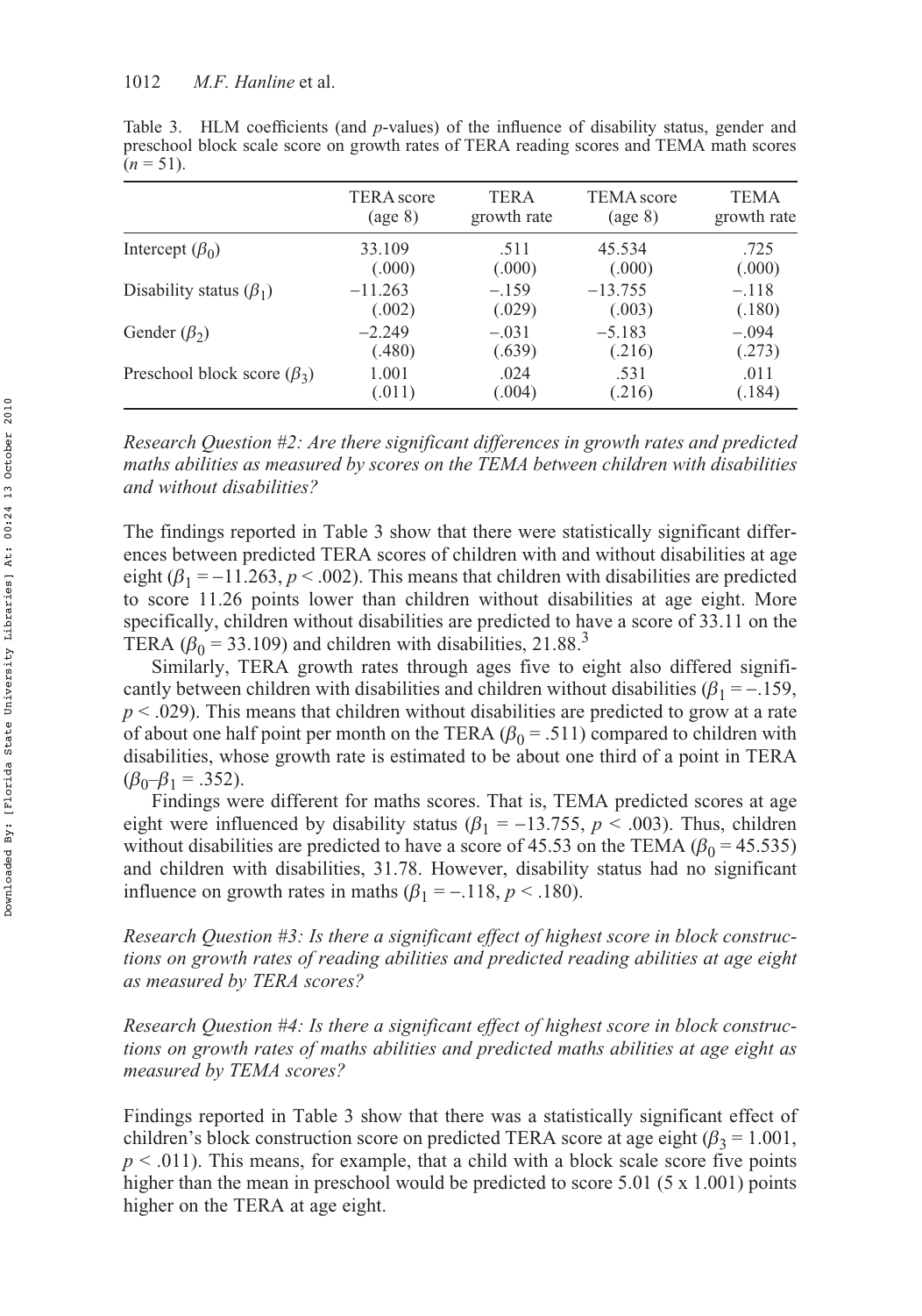Table 3. HLM coefficients (and *p*-values) of the influence of disability status, gender and preschool block scale score on growth rates of TERA reading scores and TEMA math scores ($n = 51$).

| | TERA score (age 8) | TERA growth rate | TEMA score (age 8) | TEMA growth rate |
|---|---|---|---|---|
| Intercept ($\beta_0$) | 33.109 (.000) | .511 (.000) | 45.534 (.000) | .725 (.000) |
| Disability status ($\beta_1$) | −11.263 (.002) | −.159 (.029) | −13.755 (.003) | −.118 (.180) |
| Gender ($\beta_2$) | −2.249 (.480) | −.031 (.639) | −5.183 (.216) | −.094 (.273) |
| Preschool block score ($\beta_3$) | 1.001 (.011) | .024 (.004) | .531 (.216) | .011 (.184) |

*Research Question #2: Are there significant differences in growth rates and predicted maths abilities as measured by scores on the TEMA between children with disabilities and without disabilities?*

The findings reported in Table 3 show that there were statistically significant differences between predicted TERA scores of children with and without disabilities at age eight ($\beta_1 = -11.263$, $p < .002$). This means that children with disabilities are predicted to score 11.26 points lower than children without disabilities at age eight. More specifically, children without disabilities are predicted to have a score of 33.11 on the TERA ($\beta_0 = 33.109$) and children with disabilities, 21.88.[3]

Similarly, TERA growth rates through ages five to eight also differed significantly between children with disabilities and children without disabilities ($\beta_1 = -.159$, $p < .029$). This means that children without disabilities are predicted to grow at a rate of about one half point per month on the TERA ($\beta_0 = .511$) compared to children with disabilities, whose growth rate is estimated to be about one third of a point in TERA ($\beta_0 – \beta_1 = .352$).

Findings were different for maths scores. That is, TEMA predicted scores at age eight were influenced by disability status ($\beta_1 = -13.755$, $p < .003$). Thus, children without disabilities are predicted to have a score of 45.53 on the TEMA ($\beta_0 = 45.535$) and children with disabilities, 31.78. However, disability status had no significant influence on growth rates in maths ($\beta_1 = -.118$, $p < .180$).

*Research Question #3: Is there a significant effect of highest score in block constructions on growth rates of reading abilities and predicted reading abilities at age eight as measured by TERA scores?*

*Research Question #4: Is there a significant effect of highest score in block constructions on growth rates of maths abilities and predicted maths abilities at age eight as measured by TEMA scores?*

Findings reported in Table 3 show that there was a statistically significant effect of children's block construction score on predicted TERA score at age eight ($\beta_3 = 1.001$, $p < .011$). This means, for example, that a child with a block scale score five points higher than the mean in preschool would be predicted to score 5.01 (5 x 1.001) points higher on the TERA at age eight.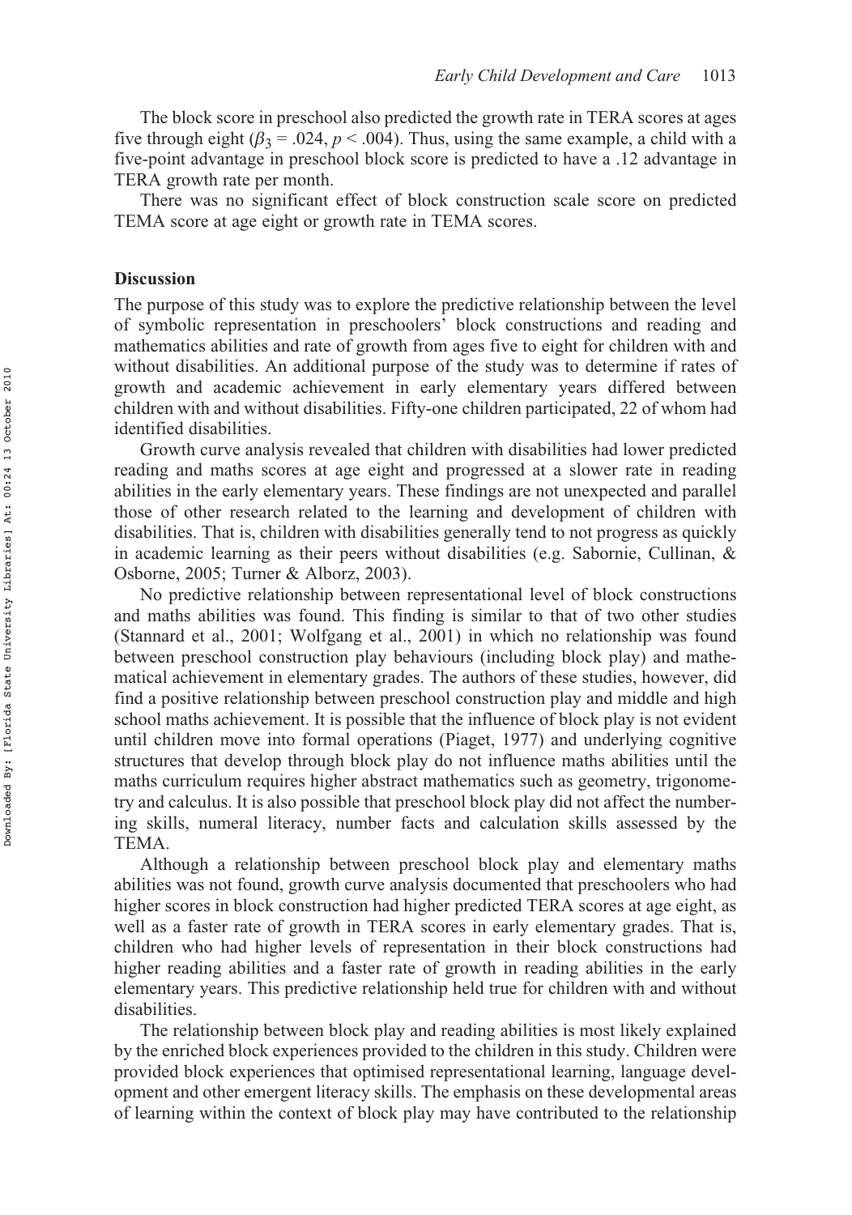The block score in preschool also predicted the growth rate in TERA scores at ages five through eight ($\beta_3 = .024$, $p < .004$). Thus, using the same example, a child with a five-point advantage in preschool block score is predicted to have a .12 advantage in TERA growth rate per month.

There was no significant effect of block construction scale score on predicted TEMA score at age eight or growth rate in TEMA scores.

## Discussion

The purpose of this study was to explore the predictive relationship between the level of symbolic representation in preschoolers' block constructions and reading and mathematics abilities and rate of growth from ages five to eight for children with and without disabilities. An additional purpose of the study was to determine if rates of growth and academic achievement in early elementary years differed between children with and without disabilities. Fifty-one children participated, 22 of whom had identified disabilities.

Growth curve analysis revealed that children with disabilities had lower predicted reading and maths scores at age eight and progressed at a slower rate in reading abilities in the early elementary years. These findings are not unexpected and parallel those of other research related to the learning and development of children with disabilities. That is, children with disabilities generally tend to not progress as quickly in academic learning as their peers without disabilities (e.g. Sabornie, Cullinan, & Osborne, 2005; Turner & Alborz, 2003).

No predictive relationship between representational level of block constructions and maths abilities was found. This finding is similar to that of two other studies (Stannard et al., 2001; Wolfgang et al., 2001) in which no relationship was found between preschool construction play behaviours (including block play) and mathematical achievement in elementary grades. The authors of these studies, however, did find a positive relationship between preschool construction play and middle and high school maths achievement. It is possible that the influence of block play is not evident until children move into formal operations (Piaget, 1977) and underlying cognitive structures that develop through block play do not influence maths abilities until the maths curriculum requires higher abstract mathematics such as geometry, trigonometry and calculus. It is also possible that preschool block play did not affect the numbering skills, numeral literacy, number facts and calculation skills assessed by the TEMA.

Although a relationship between preschool block play and elementary maths abilities was not found, growth curve analysis documented that preschoolers who had higher scores in block construction had higher predicted TERA scores at age eight, as well as a faster rate of growth in TERA scores in early elementary grades. That is, children who had higher levels of representation in their block constructions had higher reading abilities and a faster rate of growth in reading abilities in the early elementary years. This predictive relationship held true for children with and without disabilities.

The relationship between block play and reading abilities is most likely explained by the enriched block experiences provided to the children in this study. Children were provided block experiences that optimised representational learning, language development and other emergent literacy skills. The emphasis on these developmental areas of learning within the context of block play may have contributed to the relationship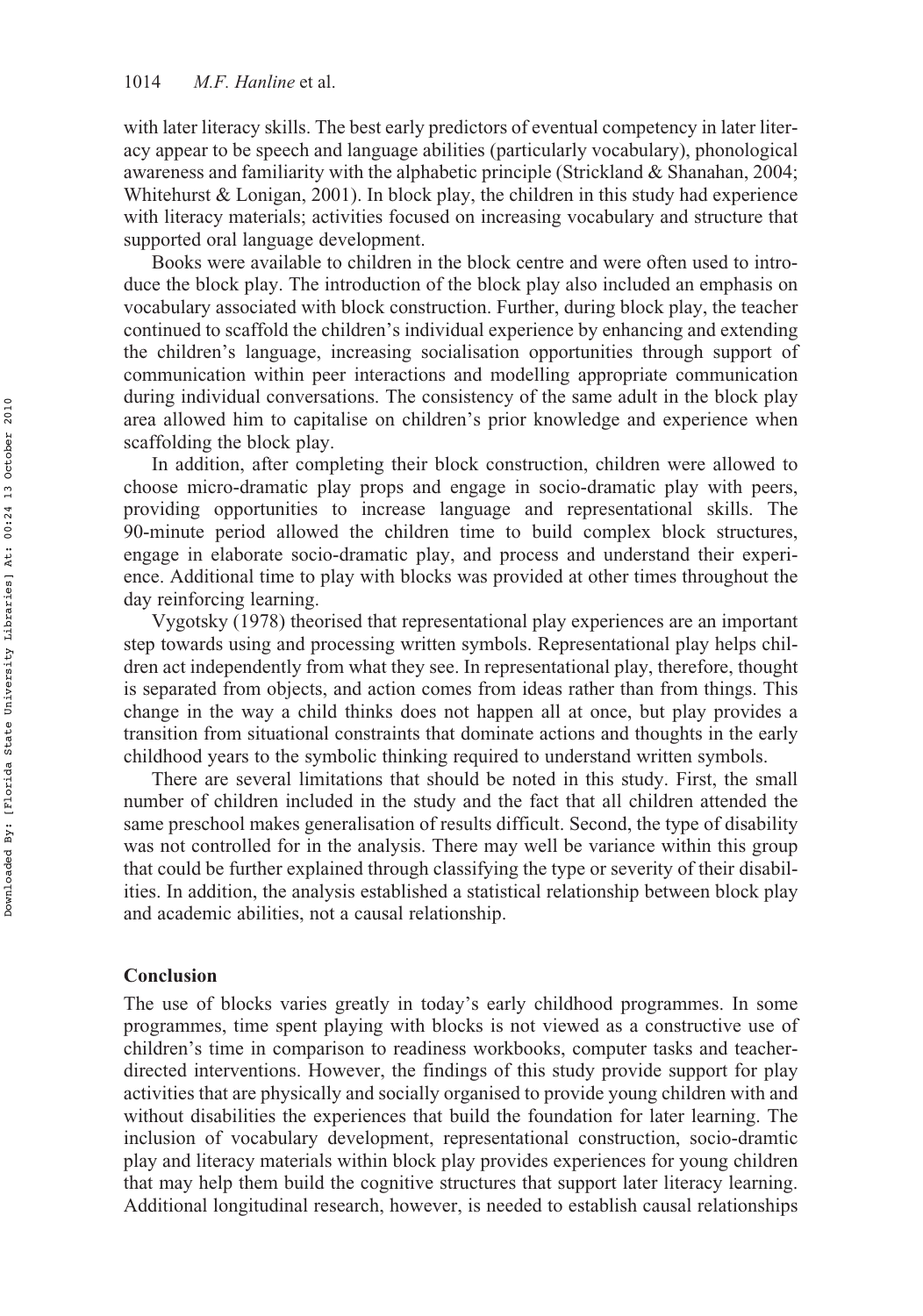with later literacy skills. The best early predictors of eventual competency in later literacy appear to be speech and language abilities (particularly vocabulary), phonological awareness and familiarity with the alphabetic principle (Strickland & Shanahan, 2004; Whitehurst & Lonigan, 2001). In block play, the children in this study had experience with literacy materials; activities focused on increasing vocabulary and structure that supported oral language development.

Books were available to children in the block centre and were often used to introduce the block play. The introduction of the block play also included an emphasis on vocabulary associated with block construction. Further, during block play, the teacher continued to scaffold the children's individual experience by enhancing and extending the children's language, increasing socialisation opportunities through support of communication within peer interactions and modelling appropriate communication during individual conversations. The consistency of the same adult in the block play area allowed him to capitalise on children's prior knowledge and experience when scaffolding the block play.

In addition, after completing their block construction, children were allowed to choose micro-dramatic play props and engage in socio-dramatic play with peers, providing opportunities to increase language and representational skills. The 90-minute period allowed the children time to build complex block structures, engage in elaborate socio-dramatic play, and process and understand their experience. Additional time to play with blocks was provided at other times throughout the day reinforcing learning.

Vygotsky (1978) theorised that representational play experiences are an important step towards using and processing written symbols. Representational play helps children act independently from what they see. In representational play, therefore, thought is separated from objects, and action comes from ideas rather than from things. This change in the way a child thinks does not happen all at once, but play provides a transition from situational constraints that dominate actions and thoughts in the early childhood years to the symbolic thinking required to understand written symbols.

There are several limitations that should be noted in this study. First, the small number of children included in the study and the fact that all children attended the same preschool makes generalisation of results difficult. Second, the type of disability was not controlled for in the analysis. There may well be variance within this group that could be further explained through classifying the type or severity of their disabilities. In addition, the analysis established a statistical relationship between block play and academic abilities, not a causal relationship.

## Conclusion

The use of blocks varies greatly in today's early childhood programmes. In some programmes, time spent playing with blocks is not viewed as a constructive use of children's time in comparison to readiness workbooks, computer tasks and teacher-directed interventions. However, the findings of this study provide support for play activities that are physically and socially organised to provide young children with and without disabilities the experiences that build the foundation for later learning. The inclusion of vocabulary development, representational construction, socio-dramtic play and literacy materials within block play provides experiences for young children that may help them build the cognitive structures that support later literacy learning. Additional longitudinal research, however, is needed to establish causal relationships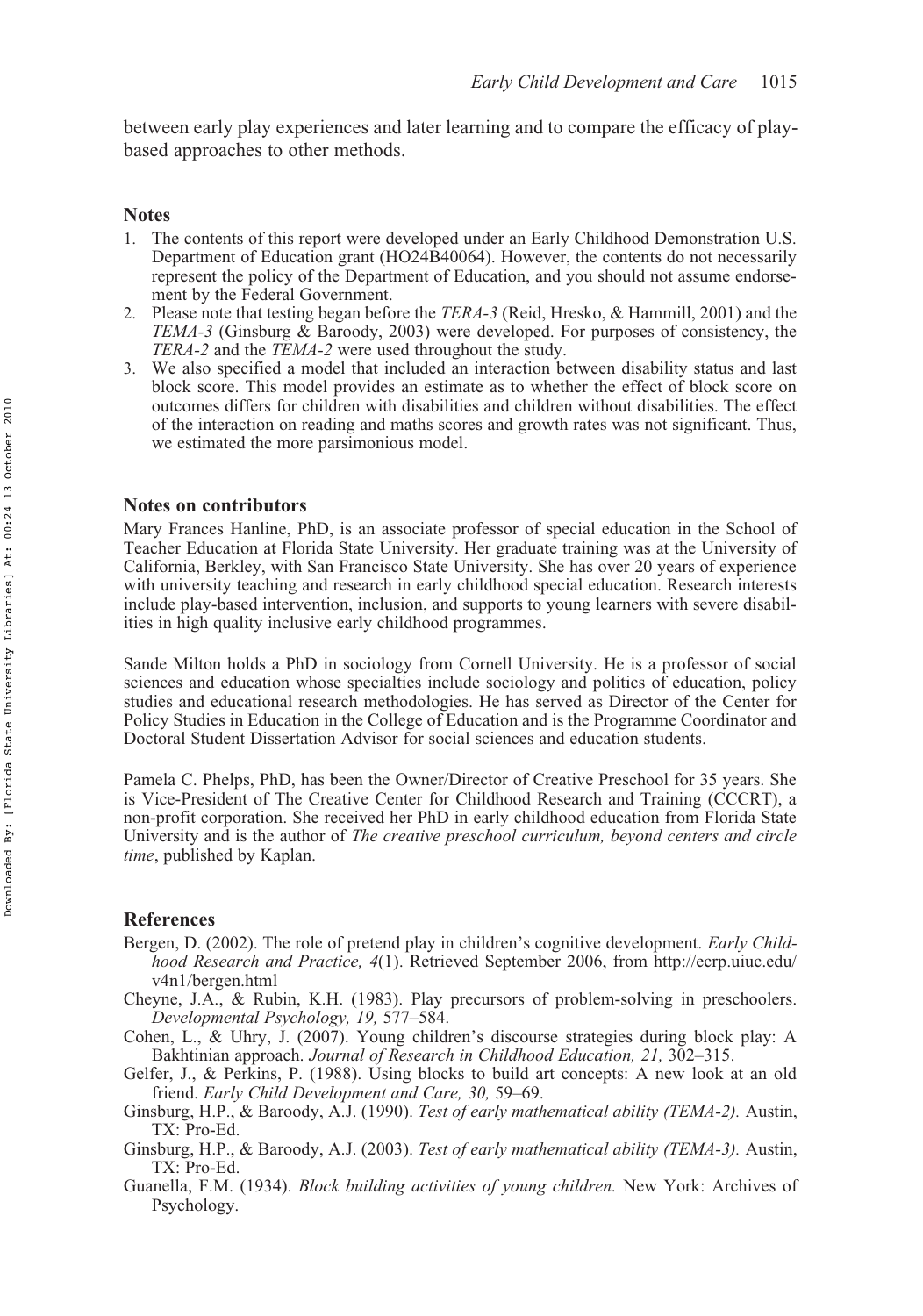between early play experiences and later learning and to compare the efficacy of play-based approaches to other methods.

## Notes

1. The contents of this report were developed under an Early Childhood Demonstration U.S. Department of Education grant (HO24B40064). However, the contents do not necessarily represent the policy of the Department of Education, and you should not assume endorsement by the Federal Government.
2. Please note that testing began before the *TERA-3* (Reid, Hresko, & Hammill, 2001) and the *TEMA-3* (Ginsburg & Baroody, 2003) were developed. For purposes of consistency, the *TERA-2* and the *TEMA-2* were used throughout the study.
3. We also specified a model that included an interaction between disability status and last block score. This model provides an estimate as to whether the effect of block score on outcomes differs for children with disabilities and children without disabilities. The effect of the interaction on reading and maths scores and growth rates was not significant. Thus, we estimated the more parsimonious model.

## Notes on contributors

Mary Frances Hanline, PhD, is an associate professor of special education in the School of Teacher Education at Florida State University. Her graduate training was at the University of California, Berkley, with San Francisco State University. She has over 20 years of experience with university teaching and research in early childhood special education. Research interests include play-based intervention, inclusion, and supports to young learners with severe disabilities in high quality inclusive early childhood programmes.

Sande Milton holds a PhD in sociology from Cornell University. He is a professor of social sciences and education whose specialties include sociology and politics of education, policy studies and educational research methodologies. He has served as Director of the Center for Policy Studies in Education in the College of Education and is the Programme Coordinator and Doctoral Student Dissertation Advisor for social sciences and education students.

Pamela C. Phelps, PhD, has been the Owner/Director of Creative Preschool for 35 years. She is Vice-President of The Creative Center for Childhood Research and Training (CCCRT), a non-profit corporation. She received her PhD in early childhood education from Florida State University and is the author of *The creative preschool curriculum, beyond centers and circle time*, published by Kaplan.

## References

Bergen, D. (2002). The role of pretend play in children's cognitive development. *Early Childhood Research and Practice, 4*(1). Retrieved September 2006, from http://ecrp.uiuc.edu/v4n1/bergen.html

Cheyne, J.A., & Rubin, K.H. (1983). Play precursors of problem-solving in preschoolers. *Developmental Psychology, 19,* 577–584.

Cohen, L., & Uhry, J. (2007). Young children's discourse strategies during block play: A Bakhtinian approach. *Journal of Research in Childhood Education, 21,* 302–315.

Gelfer, J., & Perkins, P. (1988). Using blocks to build art concepts: A new look at an old friend. *Early Child Development and Care, 30,* 59–69.

Ginsburg, H.P., & Baroody, A.J. (1990). *Test of early mathematical ability (TEMA-2).* Austin, TX: Pro-Ed.

Ginsburg, H.P., & Baroody, A.J. (2003). *Test of early mathematical ability (TEMA-3).* Austin, TX: Pro-Ed.

Guanella, F.M. (1934). *Block building activities of young children.* New York: Archives of Psychology.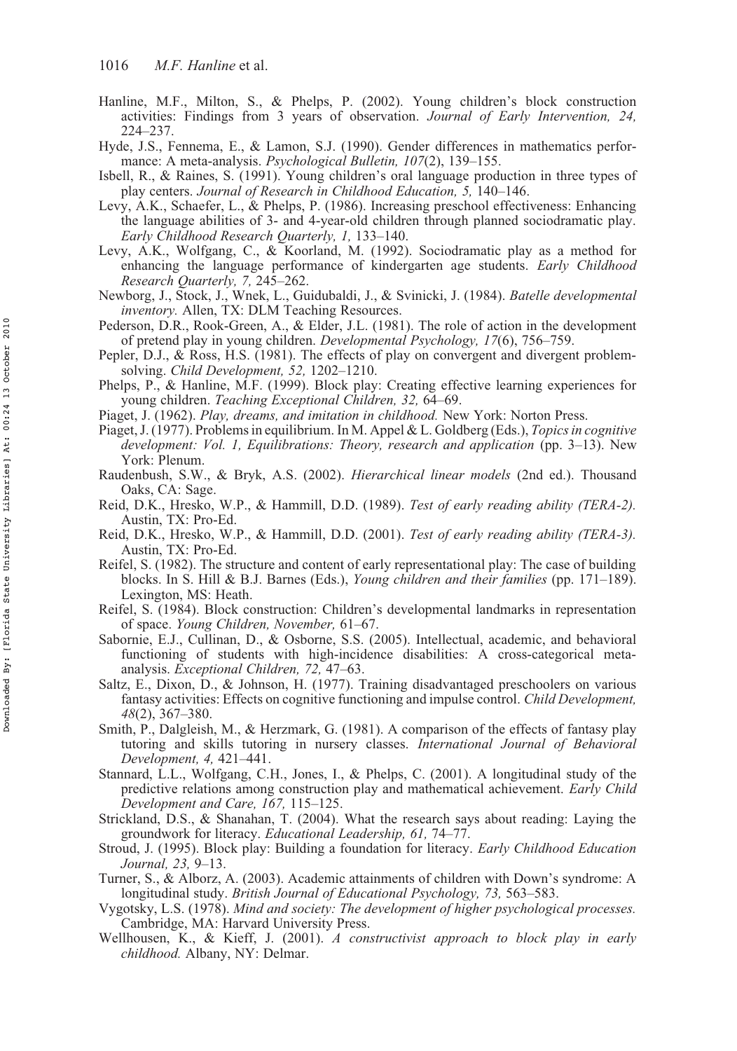Hanline, M.F., Milton, S., & Phelps, P. (2002). Young children's block construction activities: Findings from 3 years of observation. *Journal of Early Intervention, 24,* 224–237.

Hyde, J.S., Fennema, E., & Lamon, S.J. (1990). Gender differences in mathematics performance: A meta-analysis. *Psychological Bulletin, 107*(2), 139–155.

Isbell, R., & Raines, S. (1991). Young children's oral language production in three types of play centers. *Journal of Research in Childhood Education, 5,* 140–146.

Levy, A.K., Schaefer, L., & Phelps, P. (1986). Increasing preschool effectiveness: Enhancing the language abilities of 3- and 4-year-old children through planned sociodramatic play. *Early Childhood Research Quarterly, 1,* 133–140.

Levy, A.K., Wolfgang, C., & Koorland, M. (1992). Sociodramatic play as a method for enhancing the language performance of kindergarten age students. *Early Childhood Research Quarterly, 7,* 245–262.

Newborg, J., Stock, J., Wnek, L., Guidubaldi, J., & Svinicki, J. (1984). *Batelle developmental inventory.* Allen, TX: DLM Teaching Resources.

Pederson, D.R., Rook-Green, A., & Elder, J.L. (1981). The role of action in the development of pretend play in young children. *Developmental Psychology, 17*(6), 756–759.

Pepler, D.J., & Ross, H.S. (1981). The effects of play on convergent and divergent problem-solving. *Child Development, 52,* 1202–1210.

Phelps, P., & Hanline, M.F. (1999). Block play: Creating effective learning experiences for young children. *Teaching Exceptional Children, 32,* 64–69.

Piaget, J. (1962). *Play, dreams, and imitation in childhood.* New York: Norton Press.

Piaget, J. (1977). Problems in equilibrium. In M. Appel & L. Goldberg (Eds.), *Topics in cognitive development: Vol. 1, Equilibrations: Theory, research and application* (pp. 3–13). New York: Plenum.

Raudenbush, S.W., & Bryk, A.S. (2002). *Hierarchical linear models* (2nd ed.). Thousand Oaks, CA: Sage.

Reid, D.K., Hresko, W.P., & Hammill, D.D. (1989). *Test of early reading ability (TERA-2).* Austin, TX: Pro-Ed.

Reid, D.K., Hresko, W.P., & Hammill, D.D. (2001). *Test of early reading ability (TERA-3).* Austin, TX: Pro-Ed.

Reifel, S. (1982). The structure and content of early representational play: The case of building blocks. In S. Hill & B.J. Barnes (Eds.), *Young children and their families* (pp. 171–189). Lexington, MS: Heath.

Reifel, S. (1984). Block construction: Children's developmental landmarks in representation of space. *Young Children, November,* 61–67.

Sabornie, E.J., Cullinan, D., & Osborne, S.S. (2005). Intellectual, academic, and behavioral functioning of students with high-incidence disabilities: A cross-categorical meta-analysis. *Exceptional Children, 72,* 47–63.

Saltz, E., Dixon, D., & Johnson, H. (1977). Training disadvantaged preschoolers on various fantasy activities: Effects on cognitive functioning and impulse control. *Child Development, 48*(2), 367–380.

Smith, P., Dalgleish, M., & Herzmark, G. (1981). A comparison of the effects of fantasy play tutoring and skills tutoring in nursery classes. *International Journal of Behavioral Development, 4,* 421–441.

Stannard, L.L., Wolfgang, C.H., Jones, I., & Phelps, C. (2001). A longitudinal study of the predictive relations among construction play and mathematical achievement. *Early Child Development and Care, 167,* 115–125.

Strickland, D.S., & Shanahan, T. (2004). What the research says about reading: Laying the groundwork for literacy. *Educational Leadership, 61,* 74–77.

Stroud, J. (1995). Block play: Building a foundation for literacy. *Early Childhood Education Journal, 23,* 9–13.

Turner, S., & Alborz, A. (2003). Academic attainments of children with Down's syndrome: A longitudinal study. *British Journal of Educational Psychology, 73,* 563–583.

Vygotsky, L.S. (1978). *Mind and society: The development of higher psychological processes.* Cambridge, MA: Harvard University Press.

Wellhousen, K., & Kieff, J. (2001). *A constructivist approach to block play in early childhood.* Albany, NY: Delmar.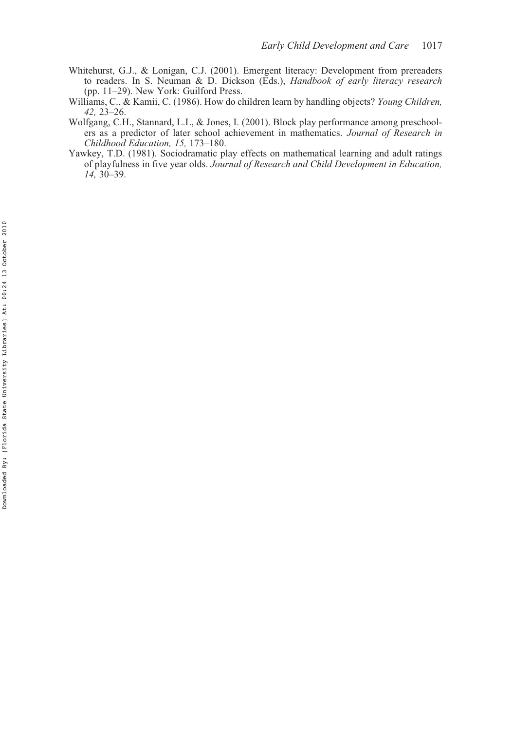Whitehurst, G.J., & Lonigan, C.J. (2001). Emergent literacy: Development from prereaders to readers. In S. Neuman & D. Dickson (Eds.), *Handbook of early literacy research* (pp. 11–29). New York: Guilford Press.

Williams, C., & Kamii, C. (1986). How do children learn by handling objects? *Young Children, 42,* 23–26.

Wolfgang, C.H., Stannard, L.L, & Jones, I. (2001). Block play performance among preschoolers as a predictor of later school achievement in mathematics. *Journal of Research in Childhood Education, 15,* 173–180.

Yawkey, T.D. (1981). Sociodramatic play effects on mathematical learning and adult ratings of playfulness in five year olds. *Journal of Research and Child Development in Education, 14,* 30–39.